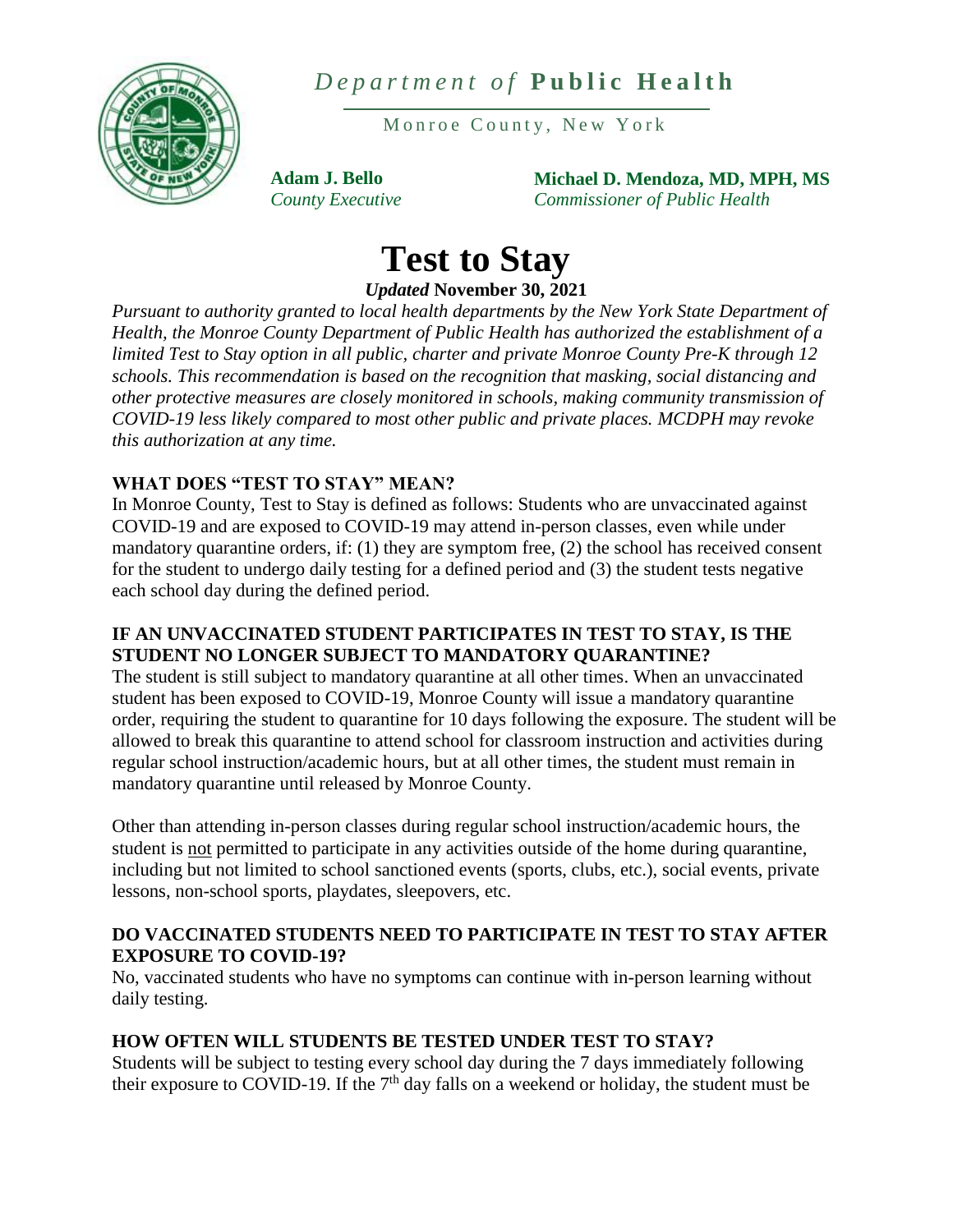*Department of* **Public Health**

Monroe County, New York

**Adam J. Bello**
*County Executive*

**Michael D. Mendoza, MD, MPH, MS**
*Commissioner of Public Health*

# Test to Stay

***Updated* November 30, 2021**

*Pursuant to authority granted to local health departments by the New York State Department of Health, the Monroe County Department of Public Health has authorized the establishment of a limited Test to Stay option in all public, charter and private Monroe County Pre-K through 12 schools. This recommendation is based on the recognition that masking, social distancing and other protective measures are closely monitored in schools, making community transmission of COVID-19 less likely compared to most other public and private places. MCDPH may revoke this authorization at any time.*

### WHAT DOES "TEST TO STAY" MEAN?

In Monroe County, Test to Stay is defined as follows: Students who are unvaccinated against COVID-19 and are exposed to COVID-19 may attend in-person classes, even while under mandatory quarantine orders, if: (1) they are symptom free, (2) the school has received consent for the student to undergo daily testing for a defined period and (3) the student tests negative each school day during the defined period.

### IF AN UNVACCINATED STUDENT PARTICIPATES IN TEST TO STAY, IS THE STUDENT NO LONGER SUBJECT TO MANDATORY QUARANTINE?

The student is still subject to mandatory quarantine at all other times. When an unvaccinated student has been exposed to COVID-19, Monroe County will issue a mandatory quarantine order, requiring the student to quarantine for 10 days following the exposure. The student will be allowed to break this quarantine to attend school for classroom instruction and activities during regular school instruction/academic hours, but at all other times, the student must remain in mandatory quarantine until released by Monroe County.

Other than attending in-person classes during regular school instruction/academic hours, the student is not permitted to participate in any activities outside of the home during quarantine, including but not limited to school sanctioned events (sports, clubs, etc.), social events, private lessons, non-school sports, playdates, sleepovers, etc.

### DO VACCINATED STUDENTS NEED TO PARTICIPATE IN TEST TO STAY AFTER EXPOSURE TO COVID-19?

No, vaccinated students who have no symptoms can continue with in-person learning without daily testing.

### HOW OFTEN WILL STUDENTS BE TESTED UNDER TEST TO STAY?

Students will be subject to testing every school day during the 7 days immediately following their exposure to COVID-19. If the 7th day falls on a weekend or holiday, the student must be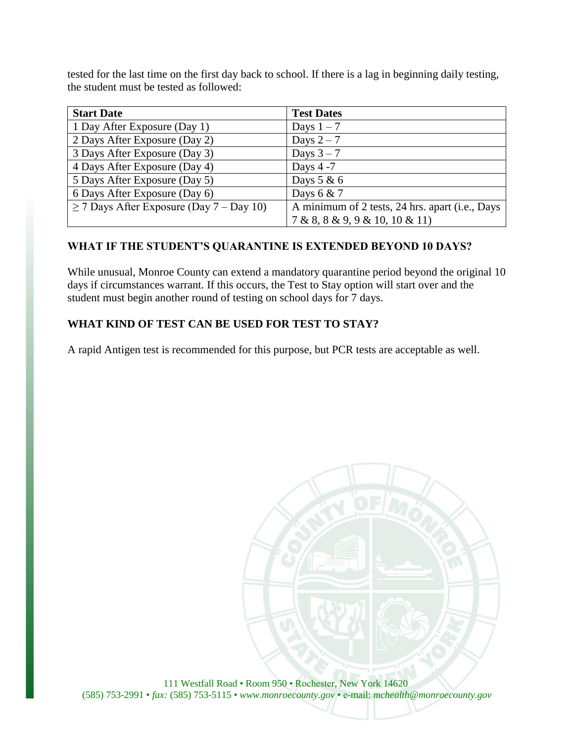tested for the last time on the first day back to school. If there is a lag in beginning daily testing, the student must be tested as followed:

| Start Date | Test Dates |
| --- | --- |
| 1 Day After Exposure (Day 1) | Days 1 – 7 |
| 2 Days After Exposure (Day 2) | Days 2 – 7 |
| 3 Days After Exposure (Day 3) | Days 3 – 7 |
| 4 Days After Exposure (Day 4) | Days 4 -7 |
| 5 Days After Exposure (Day 5) | Days 5 & 6 |
| 6 Days After Exposure (Day 6) | Days 6 & 7 |
| ≥ 7 Days After Exposure (Day 7 – Day 10) | A minimum of 2 tests, 24 hrs. apart (i.e., Days 7 & 8, 8 & 9, 9 & 10, 10 & 11) |

## WHAT IF THE STUDENT'S QUARANTINE IS EXTENDED BEYOND 10 DAYS?

While unusual, Monroe County can extend a mandatory quarantine period beyond the original 10 days if circumstances warrant. If this occurs, the Test to Stay option will start over and the student must begin another round of testing on school days for 7 days.

## WHAT KIND OF TEST CAN BE USED FOR TEST TO STAY?

A rapid Antigen test is recommended for this purpose, but PCR tests are acceptable as well.

111 Westfall Road • Room 950 • Rochester, New York 14620
(585) 753-2991 • *fax:* (585) 753-5115 • *www.monroecounty.gov* • e-mail: *mchealth@monroecounty.gov*